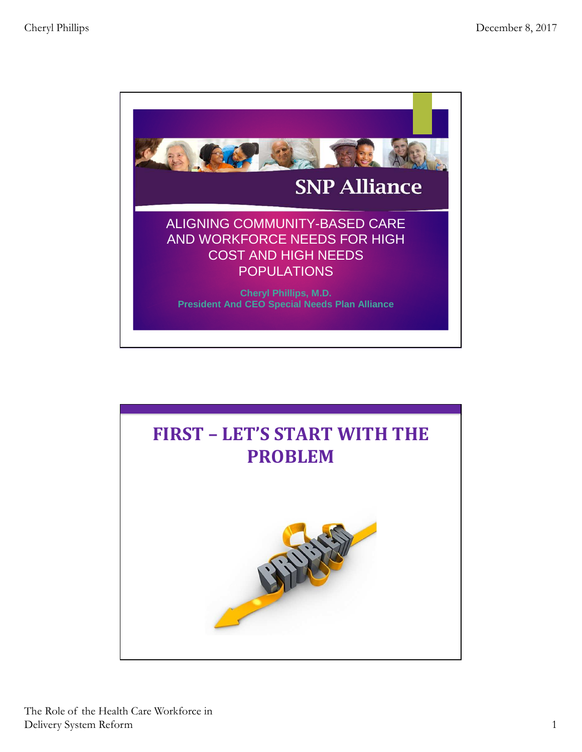## SNP Alliance

# ALIGNING COMMUNITY-BASED CARE AND WORKFORCE NEEDS FOR HIGH COST AND HIGH NEEDS POPULATIONS

**Cheryl Phillips, M.D.**
**President And CEO Special Needs Plan Alliance**

---

# FIRST – LET'S START WITH THE PROBLEM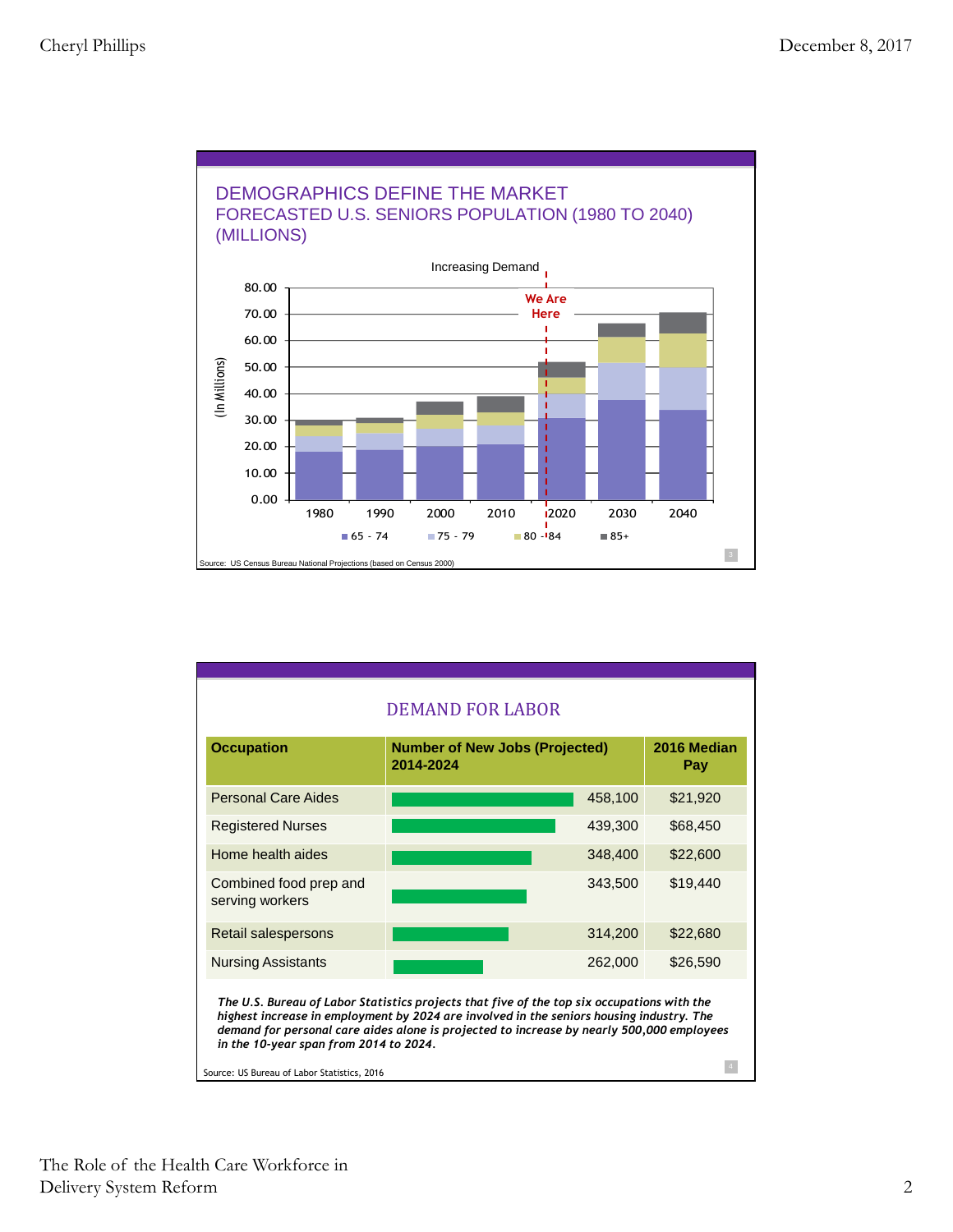## DEMOGRAPHICS DEFINE THE MARKET

### FORECASTED U.S. SENIORS POPULATION (1980 TO 2040) (MILLIONS)

Increasing Demand

We Are Here

(In Millions)

80.00, 70.00, 60.00, 50.00, 40.00, 30.00, 20.00, 10.00, 0.00

1980, 1990, 2000, 2010, 2020, 2030, 2040

65 - 74 | 75 - 79 | 80 - 84 | 85+

Source: US Census Bureau National Projections (based on Census 2000)

## DEMAND FOR LABOR

| Occupation | Number of New Jobs (Projected) 2014-2024 | 2016 Median Pay |
|---|---|---|
| Personal Care Aides | 458,100 | $21,920 |
| Registered Nurses | 439,300 | $68,450 |
| Home health aides | 348,400 | $22,600 |
| Combined food prep and serving workers | 343,500 | $19,440 |
| Retail salespersons | 314,200 | $22,680 |
| Nursing Assistants | 262,000 | $26,590 |

***The U.S. Bureau of Labor Statistics projects that five of the top six occupations with the highest increase in employment by 2024 are involved in the seniors housing industry. The demand for personal care aides alone is projected to increase by nearly 500,000 employees in the 10-year span from 2014 to 2024.***

Source: US Bureau of Labor Statistics, 2016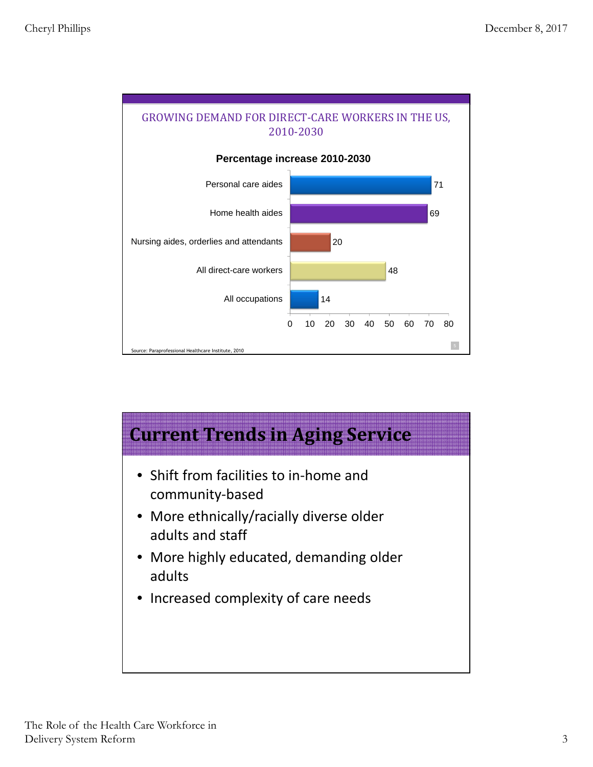## GROWING DEMAND FOR DIRECT-CARE WORKERS IN THE US, 2010-2030

**Percentage increase 2010-2030**

| Category | Percentage increase |
|---|---|
| Personal care aides | 71 |
| Home health aides | 69 |
| Nursing aides, orderlies and attendants | 20 |
| All direct-care workers | 48 |
| All occupations | 14 |

Source: Paraprofessional Healthcare Institute, 2010

# Current Trends in Aging Service

- Shift from facilities to in-home and community-based
- More ethnically/racially diverse older adults and staff
- More highly educated, demanding older adults
- Increased complexity of care needs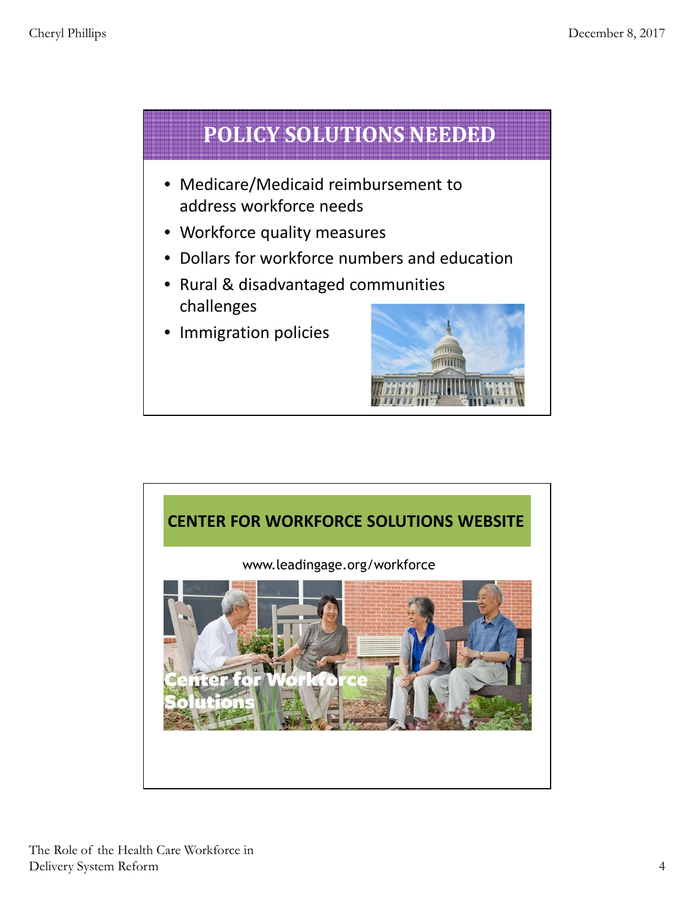## POLICY SOLUTIONS NEEDED

- Medicare/Medicaid reimbursement to address workforce needs
- Workforce quality measures
- Dollars for workforce numbers and education
- Rural & disadvantaged communities challenges
- Immigration policies

## CENTER FOR WORKFORCE SOLUTIONS WEBSITE

www.leadingage.org/workforce

Center for Workforce Solutions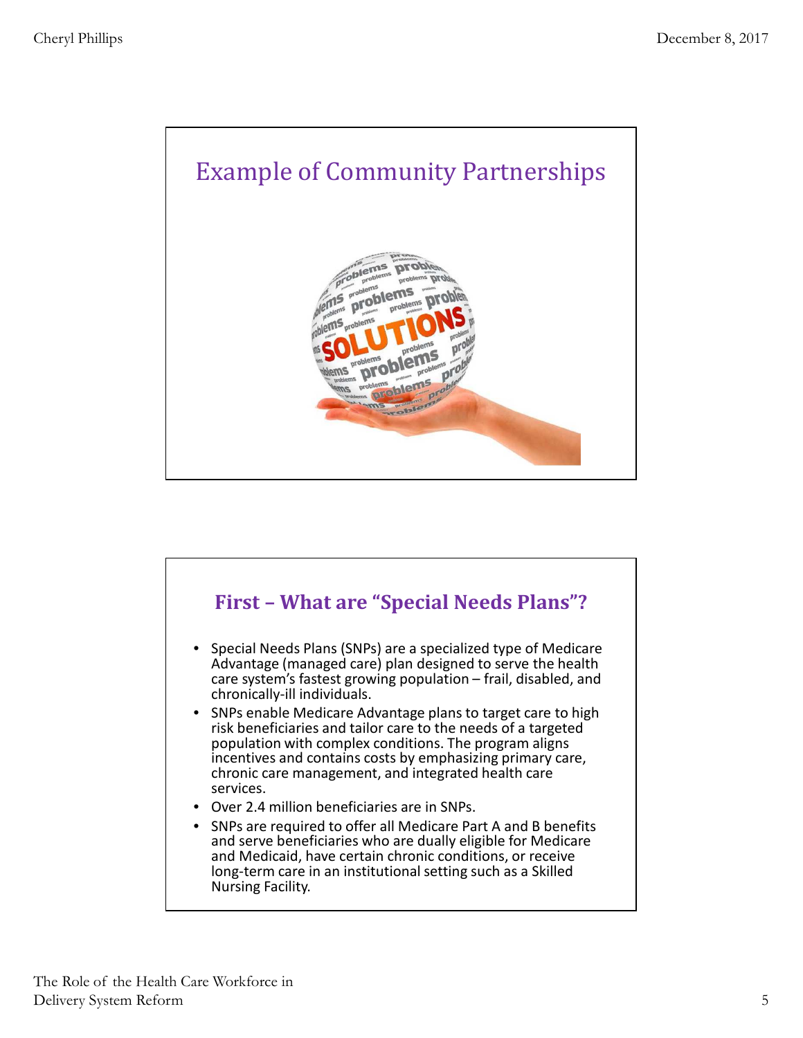## Example of Community Partnerships

## First – What are "Special Needs Plans"?

- Special Needs Plans (SNPs) are a specialized type of Medicare Advantage (managed care) plan designed to serve the health care system's fastest growing population – frail, disabled, and chronically-ill individuals.
- SNPs enable Medicare Advantage plans to target care to high risk beneficiaries and tailor care to the needs of a targeted population with complex conditions. The program aligns incentives and contains costs by emphasizing primary care, chronic care management, and integrated health care services.
- Over 2.4 million beneficiaries are in SNPs.
- SNPs are required to offer all Medicare Part A and B benefits and serve beneficiaries who are dually eligible for Medicare and Medicaid, have certain chronic conditions, or receive long-term care in an institutional setting such as a Skilled Nursing Facility.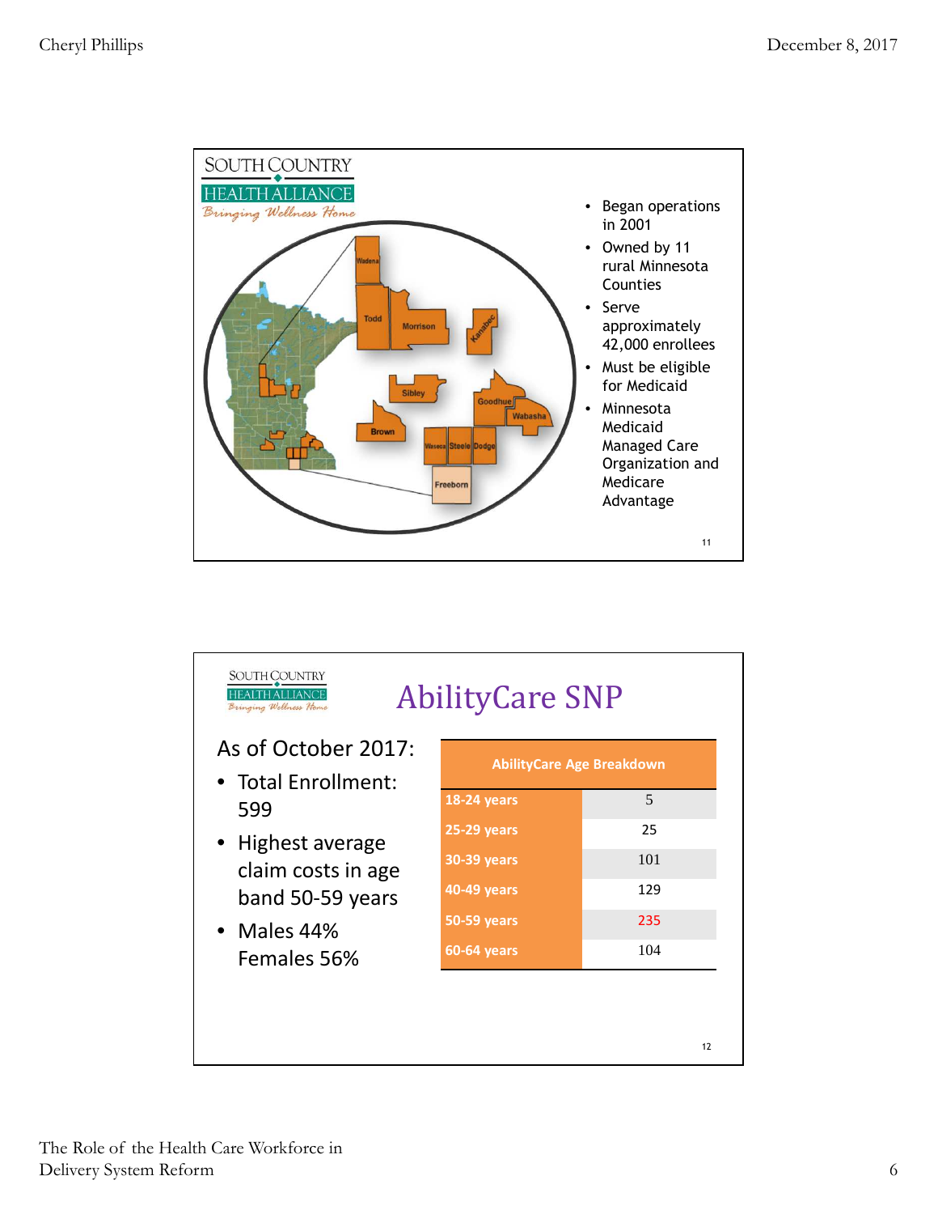SOUTH COUNTRY HEALTH ALLIANCE
*Bringing Wellness Home*

Wadena, Todd, Morrison, Kanabec, Sibley, Goodhue, Wabasha, Brown, Waseca, Steele, Dodge, Freeborn

- Began operations in 2001
- Owned by 11 rural Minnesota Counties
- Serve approximately 42,000 enrollees
- Must be eligible for Medicaid
- Minnesota Medicaid Managed Care Organization and Medicare Advantage

---

SOUTH COUNTRY HEALTH ALLIANCE
*Bringing Wellness Home*

# AbilityCare SNP

As of October 2017:

- Total Enrollment: 599
- Highest average claim costs in age band 50-59 years
- Males 44%
  Females 56%

| AbilityCare Age Breakdown | |
|---|---|
| 18-24 years | 5 |
| 25-29 years | 25 |
| 30-39 years | 101 |
| 40-49 years | 129 |
| 50-59 years | 235 |
| 60-64 years | 104 |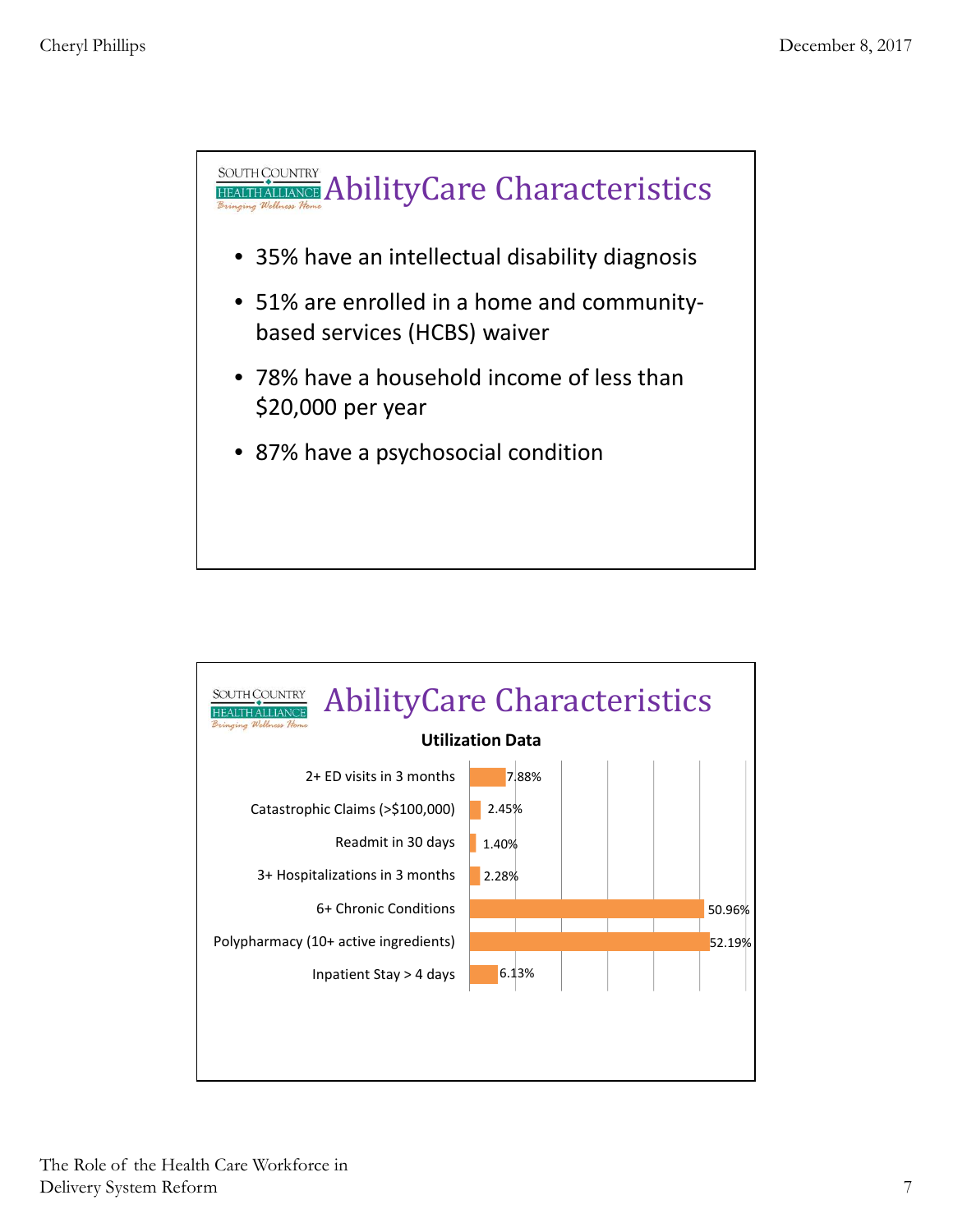## AbilityCare Characteristics

- 35% have an intellectual disability diagnosis
- 51% are enrolled in a home and community-based services (HCBS) waiver
- 78% have a household income of less than $20,000 per year
- 87% have a psychosocial condition

## AbilityCare Characteristics

**Utilization Data**

| Measure | Percentage |
|---|---|
| 2+ ED visits in 3 months | 7.88% |
| Catastrophic Claims (>$100,000) | 2.45% |
| Readmit in 30 days | 1.40% |
| 3+ Hospitalizations in 3 months | 2.28% |
| 6+ Chronic Conditions | 50.96% |
| Polypharmacy (10+ active ingredients) | 52.19% |
| Inpatient Stay > 4 days | 6.13% |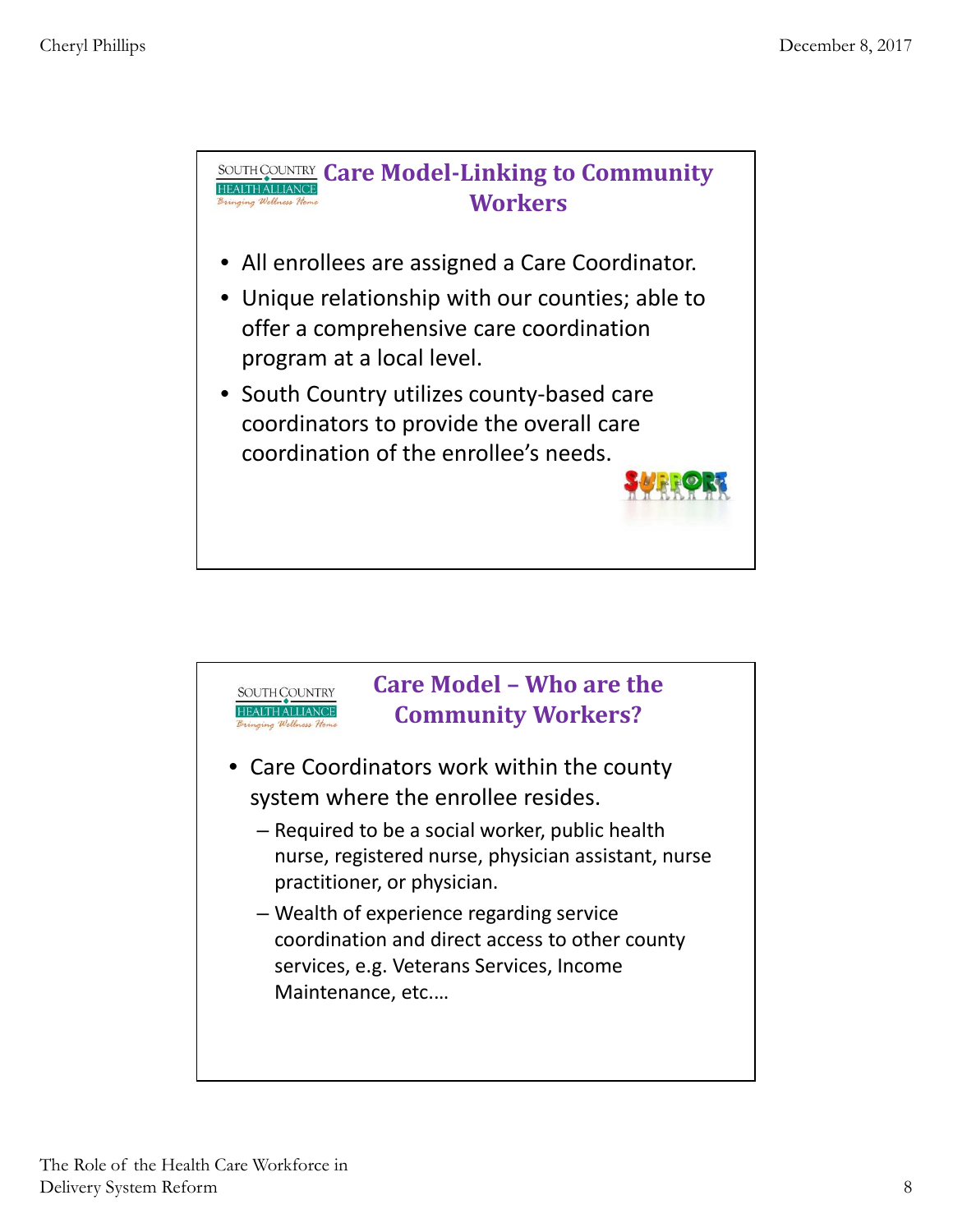## Care Model-Linking to Community Workers

- All enrollees are assigned a Care Coordinator.
- Unique relationship with our counties; able to offer a comprehensive care coordination program at a local level.
- South Country utilizes county-based care coordinators to provide the overall care coordination of the enrollee's needs.

## Care Model – Who are the Community Workers?

- Care Coordinators work within the county system where the enrollee resides.
  - Required to be a social worker, public health nurse, registered nurse, physician assistant, nurse practitioner, or physician.
  - Wealth of experience regarding service coordination and direct access to other county services, e.g. Veterans Services, Income Maintenance, etc.…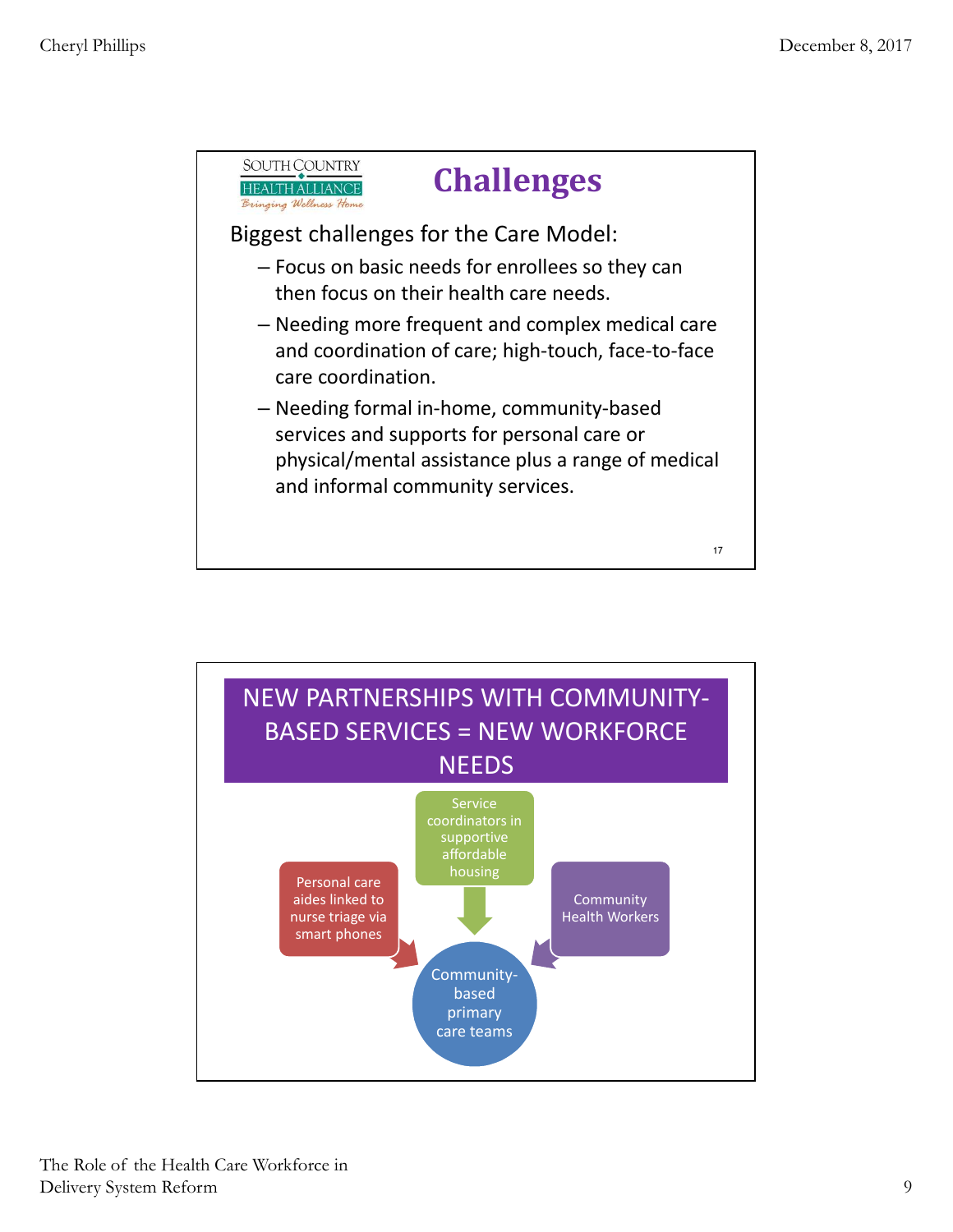SOUTH COUNTRY HEALTH ALLIANCE
Bringing Wellness Home

## Challenges

Biggest challenges for the Care Model:

- Focus on basic needs for enrollees so they can then focus on their health care needs.
- Needing more frequent and complex medical care and coordination of care; high-touch, face-to-face care coordination.
- Needing formal in-home, community-based services and supports for personal care or physical/mental assistance plus a range of medical and informal community services.

## NEW PARTNERSHIPS WITH COMMUNITY-BASED SERVICES = NEW WORKFORCE NEEDS

Service coordinators in supportive affordable housing

Personal care aides linked to nurse triage via smart phones

Community Health Workers

Community-based primary care teams